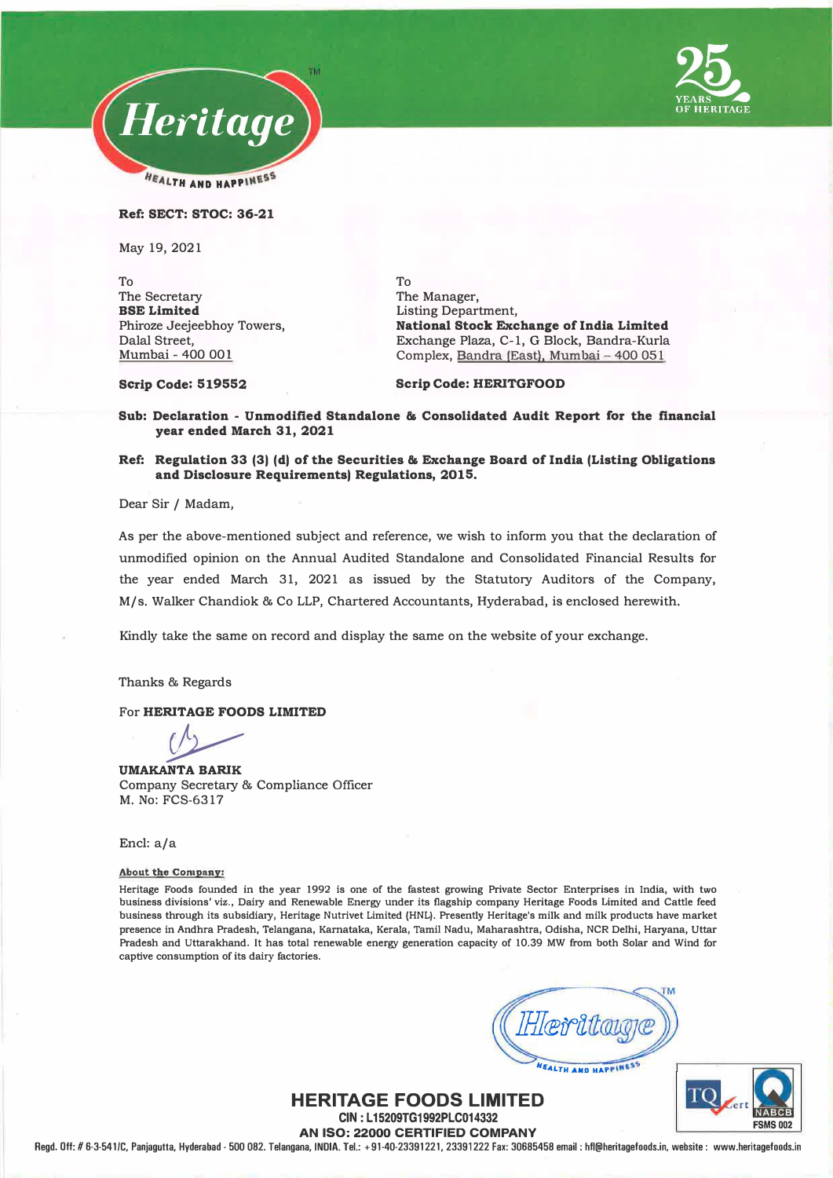Ref: SECT: STOC: 36-21

May 19, 2021

To
The Secretary
**BSE Limited**
Phiroze Jeejeebhoy Towers,
Dalal Street,
Mumbai - 400 001

**Scrip Code: 519552**

To
The Manager,
Listing Department,
**National Stock Exchange of India Limited**
Exchange Plaza, C-1, G Block, Bandra-Kurla
Complex, Bandra (East), Mumbai – 400 051

**Scrip Code: HERITGFOOD**

**Sub: Declaration - Unmodified Standalone & Consolidated Audit Report for the financial year ended March 31, 2021**

**Ref: Regulation 33 (3) (d) of the Securities & Exchange Board of India (Listing Obligations and Disclosure Requirements) Regulations, 2015.**

Dear Sir / Madam,

As per the above-mentioned subject and reference, we wish to inform you that the declaration of unmodified opinion on the Annual Audited Standalone and Consolidated Financial Results for the year ended March 31, 2021 as issued by the Statutory Auditors of the Company, M/s. Walker Chandiok & Co LLP, Chartered Accountants, Hyderabad, is enclosed herewith.

Kindly take the same on record and display the same on the website of your exchange.

Thanks & Regards

For **HERITAGE FOODS LIMITED**

**UMAKANTA BARIK**
Company Secretary & Compliance Officer
M. No: FCS-6317

Encl: a/a

**About the Company:**

Heritage Foods founded in the year 1992 is one of the fastest growing Private Sector Enterprises in India, with two business divisions' viz., Dairy and Renewable Energy under its flagship company Heritage Foods Limited and Cattle feed business through its subsidiary, Heritage Nutrivet Limited (HNL). Presently Heritage's milk and milk products have market presence in Andhra Pradesh, Telangana, Karnataka, Kerala, Tamil Nadu, Maharashtra, Odisha, NCR Delhi, Haryana, Uttar Pradesh and Uttarakhand. It has total renewable energy generation capacity of 10.39 MW from both Solar and Wind for captive consumption of its dairy factories.

**HERITAGE FOODS LIMITED**
CIN : L15209TG1992PLC014332
AN ISO: 22000 CERTIFIED COMPANY
Regd. Off: # 6-3-541/C, Panjagutta, Hyderabad - 500 082. Telangana, INDIA. Tel.: +91-40-23391221, 23391222 Fax: 30685458 email : hfl@heritagefoods.in, website : www.heritagefoods.in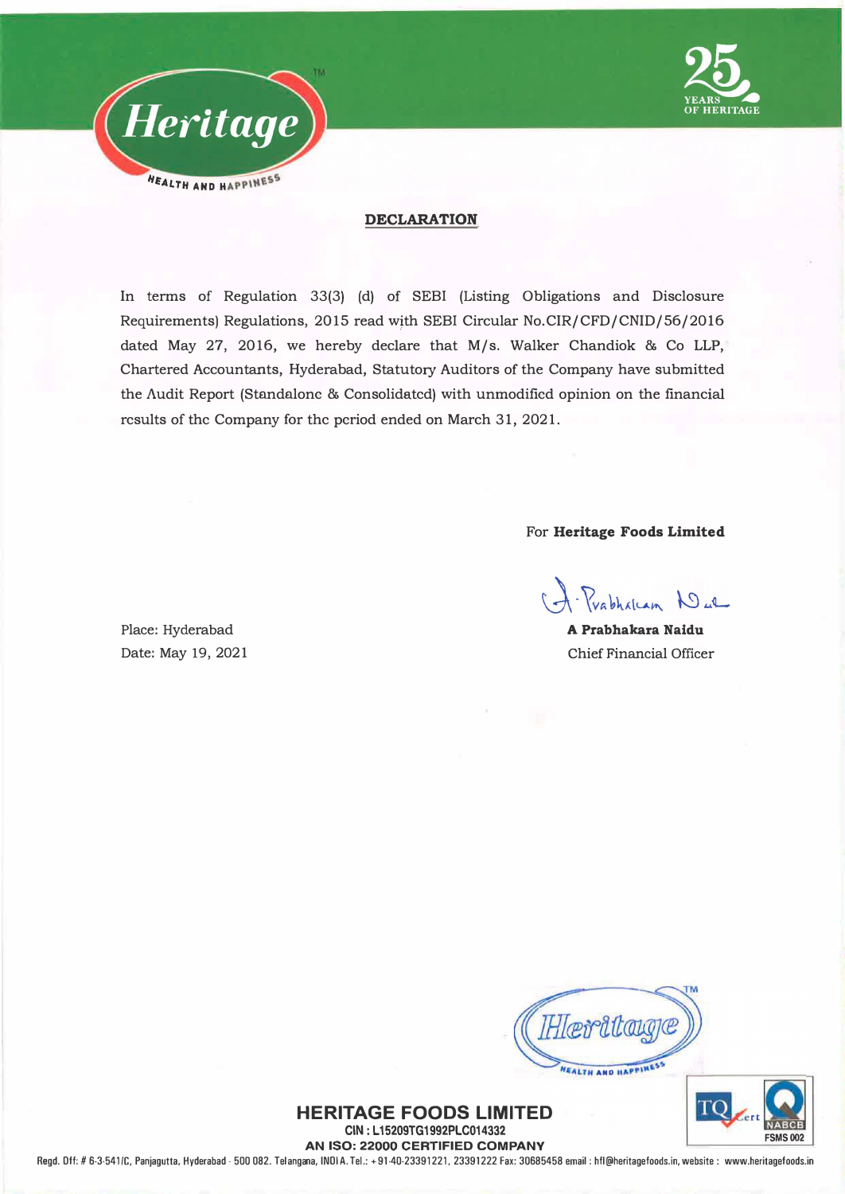## DECLARATION

In terms of Regulation 33(3) (d) of SEBI (Listing Obligations and Disclosure Requirements) Regulations, 2015 read with SEBI Circular No.CIR/CFD/CNID/56/2016 dated May 27, 2016, we hereby declare that M/s. Walker Chandiok & Co LLP, Chartered Accountants, Hyderabad, Statutory Auditors of the Company have submitted the Audit Report (Standalone & Consolidated) with unmodified opinion on the financial results of the Company for the period ended on March 31, 2021.

For **Heritage Foods Limited**

**A Prabhakara Naidu**
Chief Financial Officer

Place: Hyderabad
Date: May 19, 2021

**HERITAGE FOODS LIMITED**
CIN : L15209TG1992PLC014332
AN ISO: 22000 CERTIFIED COMPANY

Regd. Off: # 6-3-541/C, Panjagutta, Hyderabad - 500 082. Telangana, INDIA. Tel.: +91-40-23391221, 23391222 Fax: 30685458 email : hfl@heritagefoods.in, website : www.heritagefoods.in